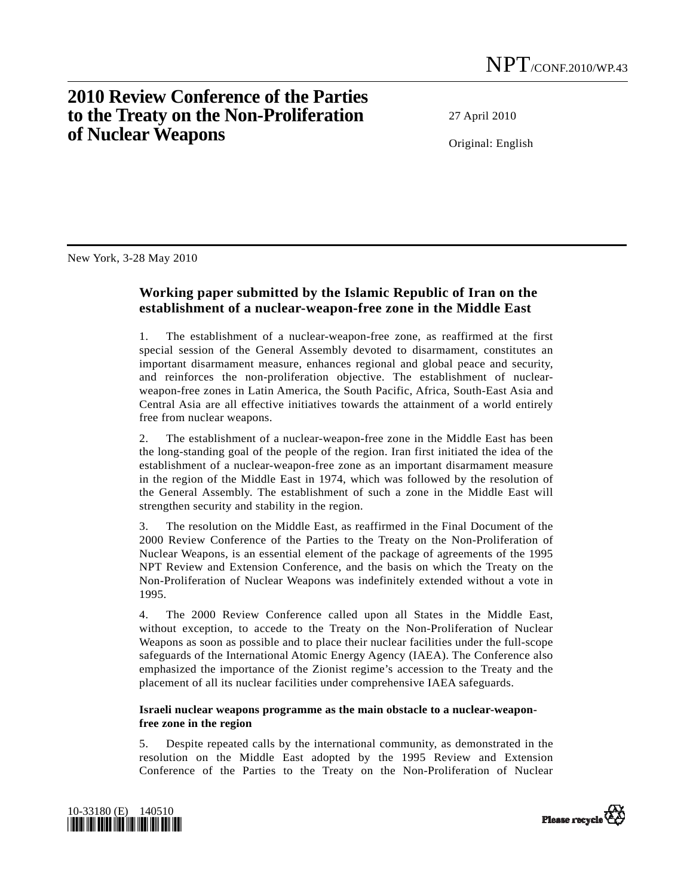NPT/CONF.2010/WP.43

# 2010 Review Conference of the Parties to the Treaty on the Non-Proliferation of Nuclear Weapons

27 April 2010

Original: English

New York, 3-28 May 2010

## Working paper submitted by the Islamic Republic of Iran on the establishment of a nuclear-weapon-free zone in the Middle East

1. The establishment of a nuclear-weapon-free zone, as reaffirmed at the first special session of the General Assembly devoted to disarmament, constitutes an important disarmament measure, enhances regional and global peace and security, and reinforces the non-proliferation objective. The establishment of nuclear-weapon-free zones in Latin America, the South Pacific, Africa, South-East Asia and Central Asia are all effective initiatives towards the attainment of a world entirely free from nuclear weapons.

2. The establishment of a nuclear-weapon-free zone in the Middle East has been the long-standing goal of the people of the region. Iran first initiated the idea of the establishment of a nuclear-weapon-free zone as an important disarmament measure in the region of the Middle East in 1974, which was followed by the resolution of the General Assembly. The establishment of such a zone in the Middle East will strengthen security and stability in the region.

3. The resolution on the Middle East, as reaffirmed in the Final Document of the 2000 Review Conference of the Parties to the Treaty on the Non-Proliferation of Nuclear Weapons, is an essential element of the package of agreements of the 1995 NPT Review and Extension Conference, and the basis on which the Treaty on the Non-Proliferation of Nuclear Weapons was indefinitely extended without a vote in 1995.

4. The 2000 Review Conference called upon all States in the Middle East, without exception, to accede to the Treaty on the Non-Proliferation of Nuclear Weapons as soon as possible and to place their nuclear facilities under the full-scope safeguards of the International Atomic Energy Agency (IAEA). The Conference also emphasized the importance of the Zionist regime's accession to the Treaty and the placement of all its nuclear facilities under comprehensive IAEA safeguards.

### Israeli nuclear weapons programme as the main obstacle to a nuclear-weapon-free zone in the region

5. Despite repeated calls by the international community, as demonstrated in the resolution on the Middle East adopted by the 1995 Review and Extension Conference of the Parties to the Treaty on the Non-Proliferation of Nuclear

10-33180 (E) 140510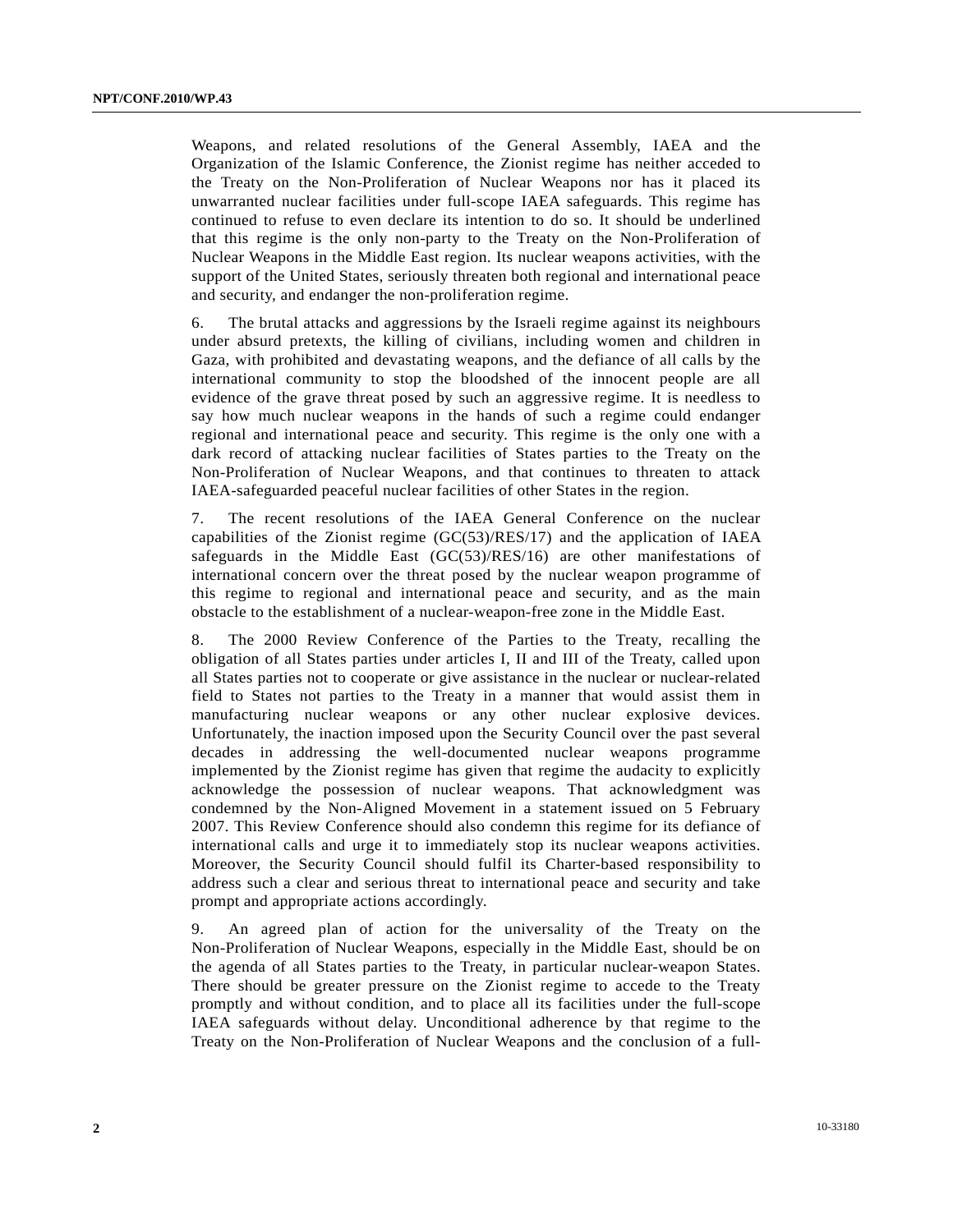Weapons, and related resolutions of the General Assembly, IAEA and the Organization of the Islamic Conference, the Zionist regime has neither acceded to the Treaty on the Non-Proliferation of Nuclear Weapons nor has it placed its unwarranted nuclear facilities under full-scope IAEA safeguards. This regime has continued to refuse to even declare its intention to do so. It should be underlined that this regime is the only non-party to the Treaty on the Non-Proliferation of Nuclear Weapons in the Middle East region. Its nuclear weapons activities, with the support of the United States, seriously threaten both regional and international peace and security, and endanger the non-proliferation regime.

6. The brutal attacks and aggressions by the Israeli regime against its neighbours under absurd pretexts, the killing of civilians, including women and children in Gaza, with prohibited and devastating weapons, and the defiance of all calls by the international community to stop the bloodshed of the innocent people are all evidence of the grave threat posed by such an aggressive regime. It is needless to say how much nuclear weapons in the hands of such a regime could endanger regional and international peace and security. This regime is the only one with a dark record of attacking nuclear facilities of States parties to the Treaty on the Non-Proliferation of Nuclear Weapons, and that continues to threaten to attack IAEA-safeguarded peaceful nuclear facilities of other States in the region.

7. The recent resolutions of the IAEA General Conference on the nuclear capabilities of the Zionist regime (GC(53)/RES/17) and the application of IAEA safeguards in the Middle East (GC(53)/RES/16) are other manifestations of international concern over the threat posed by the nuclear weapon programme of this regime to regional and international peace and security, and as the main obstacle to the establishment of a nuclear-weapon-free zone in the Middle East.

8. The 2000 Review Conference of the Parties to the Treaty, recalling the obligation of all States parties under articles I, II and III of the Treaty, called upon all States parties not to cooperate or give assistance in the nuclear or nuclear-related field to States not parties to the Treaty in a manner that would assist them in manufacturing nuclear weapons or any other nuclear explosive devices. Unfortunately, the inaction imposed upon the Security Council over the past several decades in addressing the well-documented nuclear weapons programme implemented by the Zionist regime has given that regime the audacity to explicitly acknowledge the possession of nuclear weapons. That acknowledgment was condemned by the Non-Aligned Movement in a statement issued on 5 February 2007. This Review Conference should also condemn this regime for its defiance of international calls and urge it to immediately stop its nuclear weapons activities. Moreover, the Security Council should fulfil its Charter-based responsibility to address such a clear and serious threat to international peace and security and take prompt and appropriate actions accordingly.

9. An agreed plan of action for the universality of the Treaty on the Non-Proliferation of Nuclear Weapons, especially in the Middle East, should be on the agenda of all States parties to the Treaty, in particular nuclear-weapon States. There should be greater pressure on the Zionist regime to accede to the Treaty promptly and without condition, and to place all its facilities under the full-scope IAEA safeguards without delay. Unconditional adherence by that regime to the Treaty on the Non-Proliferation of Nuclear Weapons and the conclusion of a full-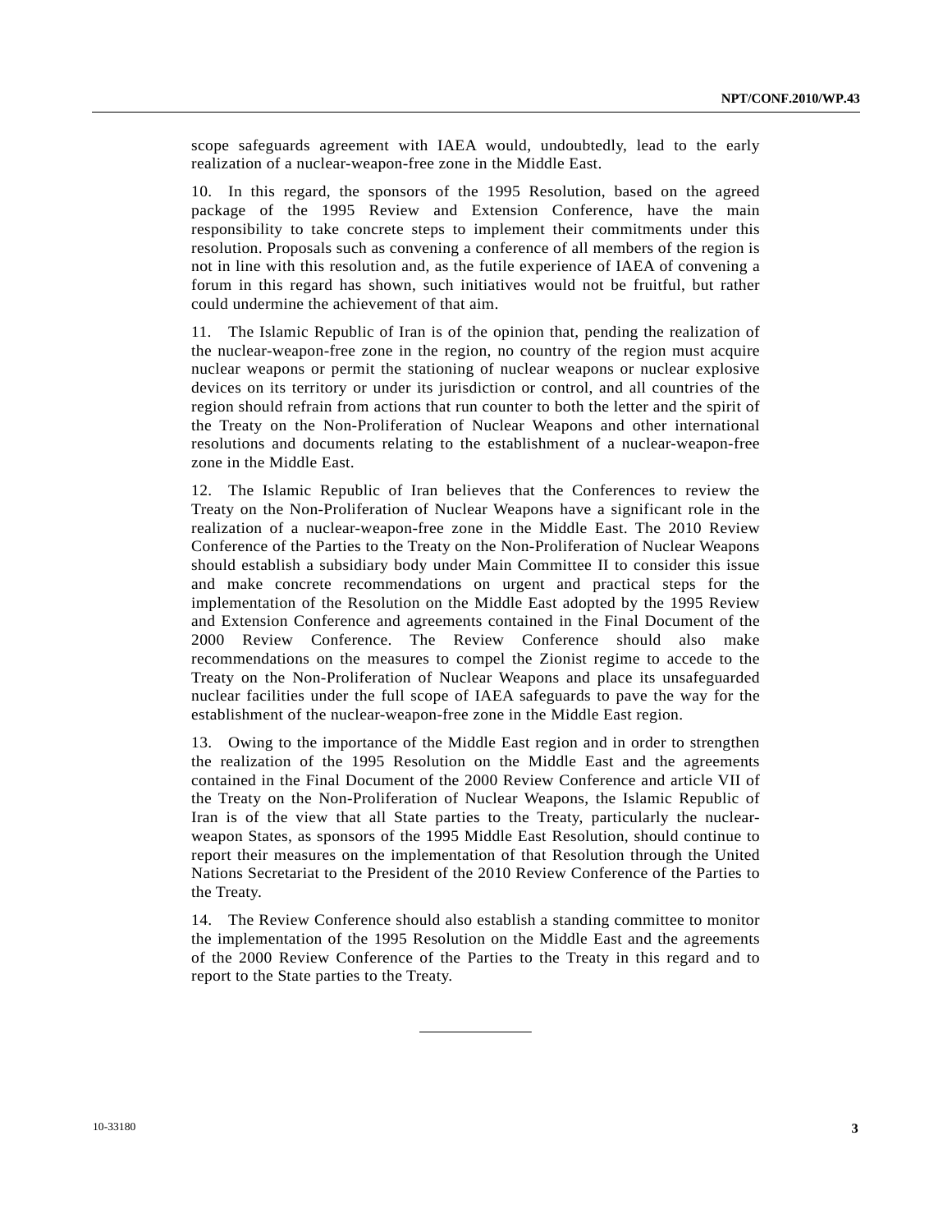scope safeguards agreement with IAEA would, undoubtedly, lead to the early realization of a nuclear-weapon-free zone in the Middle East.

10. In this regard, the sponsors of the 1995 Resolution, based on the agreed package of the 1995 Review and Extension Conference, have the main responsibility to take concrete steps to implement their commitments under this resolution. Proposals such as convening a conference of all members of the region is not in line with this resolution and, as the futile experience of IAEA of convening a forum in this regard has shown, such initiatives would not be fruitful, but rather could undermine the achievement of that aim.

11. The Islamic Republic of Iran is of the opinion that, pending the realization of the nuclear-weapon-free zone in the region, no country of the region must acquire nuclear weapons or permit the stationing of nuclear weapons or nuclear explosive devices on its territory or under its jurisdiction or control, and all countries of the region should refrain from actions that run counter to both the letter and the spirit of the Treaty on the Non-Proliferation of Nuclear Weapons and other international resolutions and documents relating to the establishment of a nuclear-weapon-free zone in the Middle East.

12. The Islamic Republic of Iran believes that the Conferences to review the Treaty on the Non-Proliferation of Nuclear Weapons have a significant role in the realization of a nuclear-weapon-free zone in the Middle East. The 2010 Review Conference of the Parties to the Treaty on the Non-Proliferation of Nuclear Weapons should establish a subsidiary body under Main Committee II to consider this issue and make concrete recommendations on urgent and practical steps for the implementation of the Resolution on the Middle East adopted by the 1995 Review and Extension Conference and agreements contained in the Final Document of the 2000 Review Conference. The Review Conference should also make recommendations on the measures to compel the Zionist regime to accede to the Treaty on the Non-Proliferation of Nuclear Weapons and place its unsafeguarded nuclear facilities under the full scope of IAEA safeguards to pave the way for the establishment of the nuclear-weapon-free zone in the Middle East region.

13. Owing to the importance of the Middle East region and in order to strengthen the realization of the 1995 Resolution on the Middle East and the agreements contained in the Final Document of the 2000 Review Conference and article VII of the Treaty on the Non-Proliferation of Nuclear Weapons, the Islamic Republic of Iran is of the view that all State parties to the Treaty, particularly the nuclear-weapon States, as sponsors of the 1995 Middle East Resolution, should continue to report their measures on the implementation of that Resolution through the United Nations Secretariat to the President of the 2010 Review Conference of the Parties to the Treaty.

14. The Review Conference should also establish a standing committee to monitor the implementation of the 1995 Resolution on the Middle East and the agreements of the 2000 Review Conference of the Parties to the Treaty in this regard and to report to the State parties to the Treaty.